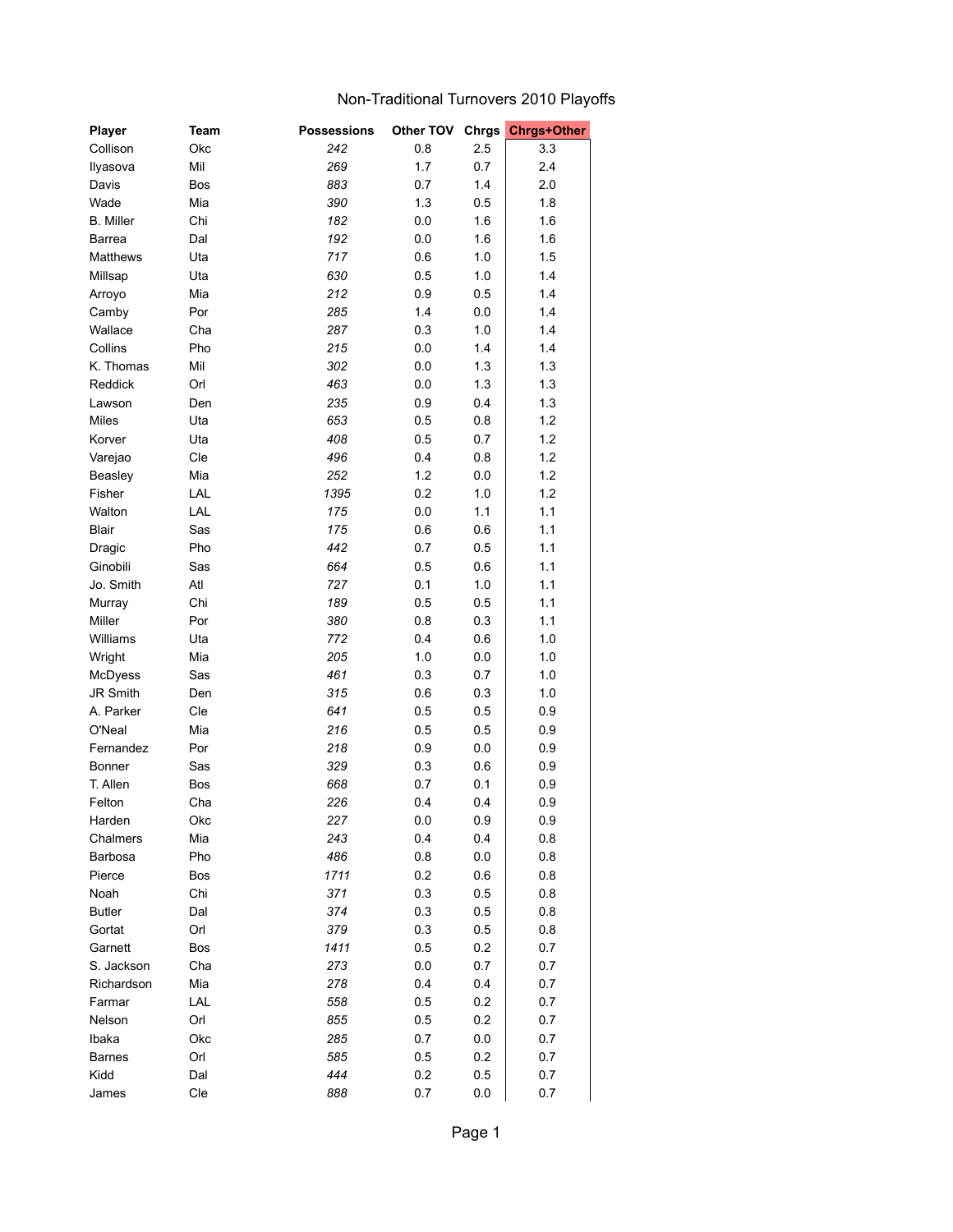# Non-Traditional Turnovers 2010 Playoffs

| Player | Team | Possessions | Other TOV | Chrgs | Chrgs+Other |
|---|---|---|---|---|---|
| Collison | Okc | *242* | 0.8 | 2.5 | 3.3 |
| Ilyasova | Mil | *269* | 1.7 | 0.7 | 2.4 |
| Davis | Bos | *883* | 0.7 | 1.4 | 2.0 |
| Wade | Mia | *390* | 1.3 | 0.5 | 1.8 |
| B. Miller | Chi | *182* | 0.0 | 1.6 | 1.6 |
| Barrea | Dal | *192* | 0.0 | 1.6 | 1.6 |
| Matthews | Uta | *717* | 0.6 | 1.0 | 1.5 |
| Millsap | Uta | *630* | 0.5 | 1.0 | 1.4 |
| Arroyo | Mia | *212* | 0.9 | 0.5 | 1.4 |
| Camby | Por | *285* | 1.4 | 0.0 | 1.4 |
| Wallace | Cha | *287* | 0.3 | 1.0 | 1.4 |
| Collins | Pho | *215* | 0.0 | 1.4 | 1.4 |
| K. Thomas | Mil | *302* | 0.0 | 1.3 | 1.3 |
| Reddick | Orl | *463* | 0.0 | 1.3 | 1.3 |
| Lawson | Den | *235* | 0.9 | 0.4 | 1.3 |
| Miles | Uta | *653* | 0.5 | 0.8 | 1.2 |
| Korver | Uta | *408* | 0.5 | 0.7 | 1.2 |
| Varejao | Cle | *496* | 0.4 | 0.8 | 1.2 |
| Beasley | Mia | *252* | 1.2 | 0.0 | 1.2 |
| Fisher | LAL | *1395* | 0.2 | 1.0 | 1.2 |
| Walton | LAL | *175* | 0.0 | 1.1 | 1.1 |
| Blair | Sas | *175* | 0.6 | 0.6 | 1.1 |
| Dragic | Pho | *442* | 0.7 | 0.5 | 1.1 |
| Ginobili | Sas | *664* | 0.5 | 0.6 | 1.1 |
| Jo. Smith | Atl | *727* | 0.1 | 1.0 | 1.1 |
| Murray | Chi | *189* | 0.5 | 0.5 | 1.1 |
| Miller | Por | *380* | 0.8 | 0.3 | 1.1 |
| Williams | Uta | *772* | 0.4 | 0.6 | 1.0 |
| Wright | Mia | *205* | 1.0 | 0.0 | 1.0 |
| McDyess | Sas | *461* | 0.3 | 0.7 | 1.0 |
| JR Smith | Den | *315* | 0.6 | 0.3 | 1.0 |
| A. Parker | Cle | *641* | 0.5 | 0.5 | 0.9 |
| O'Neal | Mia | *216* | 0.5 | 0.5 | 0.9 |
| Fernandez | Por | *218* | 0.9 | 0.0 | 0.9 |
| Bonner | Sas | *329* | 0.3 | 0.6 | 0.9 |
| T. Allen | Bos | *668* | 0.7 | 0.1 | 0.9 |
| Felton | Cha | *226* | 0.4 | 0.4 | 0.9 |
| Harden | Okc | *227* | 0.0 | 0.9 | 0.9 |
| Chalmers | Mia | *243* | 0.4 | 0.4 | 0.8 |
| Barbosa | Pho | *486* | 0.8 | 0.0 | 0.8 |
| Pierce | Bos | *1711* | 0.2 | 0.6 | 0.8 |
| Noah | Chi | *371* | 0.3 | 0.5 | 0.8 |
| Butler | Dal | *374* | 0.3 | 0.5 | 0.8 |
| Gortat | Orl | *379* | 0.3 | 0.5 | 0.8 |
| Garnett | Bos | *1411* | 0.5 | 0.2 | 0.7 |
| S. Jackson | Cha | *273* | 0.0 | 0.7 | 0.7 |
| Richardson | Mia | *278* | 0.4 | 0.4 | 0.7 |
| Farmar | LAL | *558* | 0.5 | 0.2 | 0.7 |
| Nelson | Orl | *855* | 0.5 | 0.2 | 0.7 |
| Ibaka | Okc | *285* | 0.7 | 0.0 | 0.7 |
| Barnes | Orl | *585* | 0.5 | 0.2 | 0.7 |
| Kidd | Dal | *444* | 0.2 | 0.5 | 0.7 |
| James | Cle | *888* | 0.7 | 0.0 | 0.7 |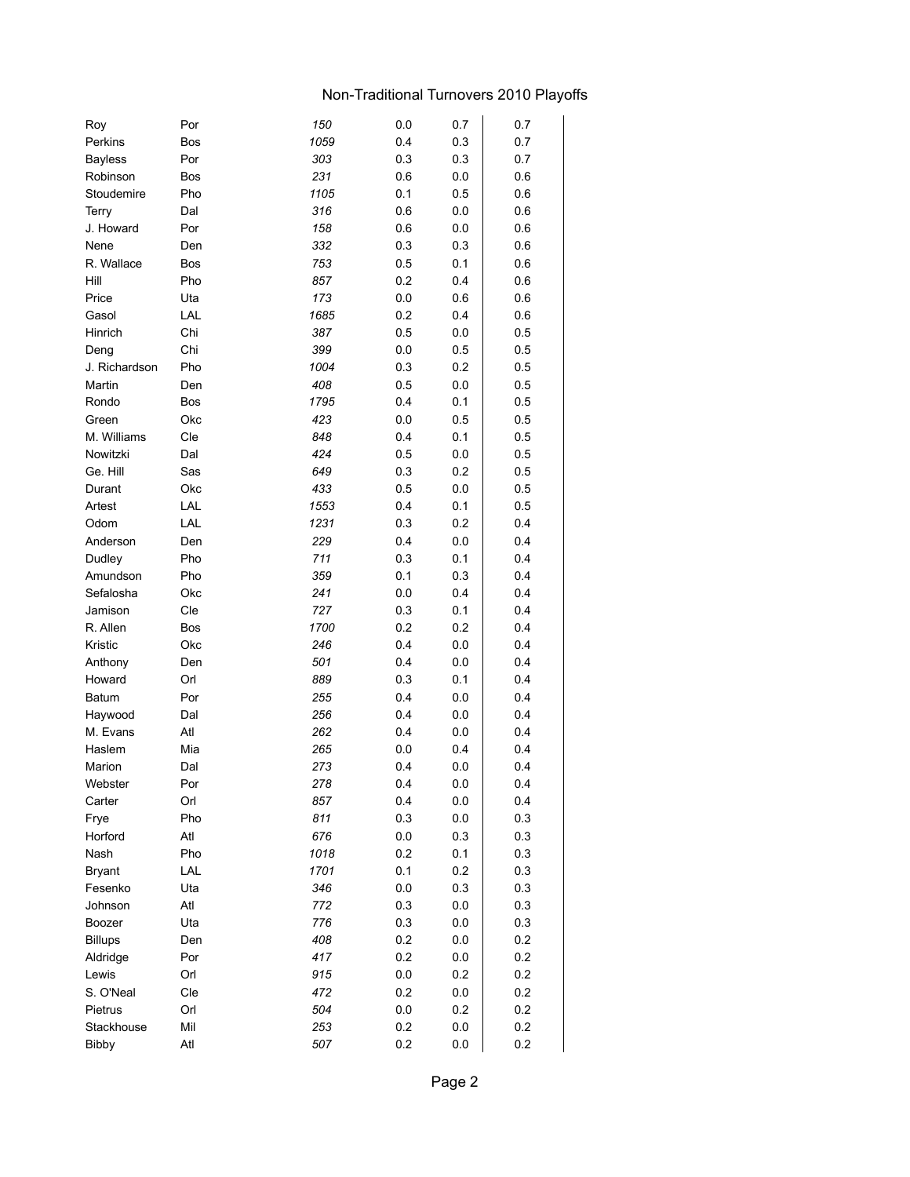# Non-Traditional Turnovers 2010 Playoffs

| | | | | | |
|---|---|---|---|---|---|
| Roy | Por | *150* | 0.0 | 0.7 | 0.7 |
| Perkins | Bos | *1059* | 0.4 | 0.3 | 0.7 |
| Bayless | Por | *303* | 0.3 | 0.3 | 0.7 |
| Robinson | Bos | *231* | 0.6 | 0.0 | 0.6 |
| Stoudemire | Pho | *1105* | 0.1 | 0.5 | 0.6 |
| Terry | Dal | *316* | 0.6 | 0.0 | 0.6 |
| J. Howard | Por | *158* | 0.6 | 0.0 | 0.6 |
| Nene | Den | *332* | 0.3 | 0.3 | 0.6 |
| R. Wallace | Bos | *753* | 0.5 | 0.1 | 0.6 |
| Hill | Pho | *857* | 0.2 | 0.4 | 0.6 |
| Price | Uta | *173* | 0.0 | 0.6 | 0.6 |
| Gasol | LAL | *1685* | 0.2 | 0.4 | 0.6 |
| Hinrich | Chi | *387* | 0.5 | 0.0 | 0.5 |
| Deng | Chi | *399* | 0.0 | 0.5 | 0.5 |
| J. Richardson | Pho | *1004* | 0.3 | 0.2 | 0.5 |
| Martin | Den | *408* | 0.5 | 0.0 | 0.5 |
| Rondo | Bos | *1795* | 0.4 | 0.1 | 0.5 |
| Green | Okc | *423* | 0.0 | 0.5 | 0.5 |
| M. Williams | Cle | *848* | 0.4 | 0.1 | 0.5 |
| Nowitzki | Dal | *424* | 0.5 | 0.0 | 0.5 |
| Ge. Hill | Sas | *649* | 0.3 | 0.2 | 0.5 |
| Durant | Okc | *433* | 0.5 | 0.0 | 0.5 |
| Artest | LAL | *1553* | 0.4 | 0.1 | 0.5 |
| Odom | LAL | *1231* | 0.3 | 0.2 | 0.4 |
| Anderson | Den | *229* | 0.4 | 0.0 | 0.4 |
| Dudley | Pho | *711* | 0.3 | 0.1 | 0.4 |
| Amundson | Pho | *359* | 0.1 | 0.3 | 0.4 |
| Sefalosha | Okc | *241* | 0.0 | 0.4 | 0.4 |
| Jamison | Cle | *727* | 0.3 | 0.1 | 0.4 |
| R. Allen | Bos | *1700* | 0.2 | 0.2 | 0.4 |
| Kristic | Okc | *246* | 0.4 | 0.0 | 0.4 |
| Anthony | Den | *501* | 0.4 | 0.0 | 0.4 |
| Howard | Orl | *889* | 0.3 | 0.1 | 0.4 |
| Batum | Por | *255* | 0.4 | 0.0 | 0.4 |
| Haywood | Dal | *256* | 0.4 | 0.0 | 0.4 |
| M. Evans | Atl | *262* | 0.4 | 0.0 | 0.4 |
| Haslem | Mia | *265* | 0.0 | 0.4 | 0.4 |
| Marion | Dal | *273* | 0.4 | 0.0 | 0.4 |
| Webster | Por | *278* | 0.4 | 0.0 | 0.4 |
| Carter | Orl | *857* | 0.4 | 0.0 | 0.4 |
| Frye | Pho | *811* | 0.3 | 0.0 | 0.3 |
| Horford | Atl | *676* | 0.0 | 0.3 | 0.3 |
| Nash | Pho | *1018* | 0.2 | 0.1 | 0.3 |
| Bryant | LAL | *1701* | 0.1 | 0.2 | 0.3 |
| Fesenko | Uta | *346* | 0.0 | 0.3 | 0.3 |
| Johnson | Atl | *772* | 0.3 | 0.0 | 0.3 |
| Boozer | Uta | *776* | 0.3 | 0.0 | 0.3 |
| Billups | Den | *408* | 0.2 | 0.0 | 0.2 |
| Aldridge | Por | *417* | 0.2 | 0.0 | 0.2 |
| Lewis | Orl | *915* | 0.0 | 0.2 | 0.2 |
| S. O'Neal | Cle | *472* | 0.2 | 0.0 | 0.2 |
| Pietrus | Orl | *504* | 0.0 | 0.2 | 0.2 |
| Stackhouse | Mil | *253* | 0.2 | 0.0 | 0.2 |
| Bibby | Atl | *507* | 0.2 | 0.0 | 0.2 |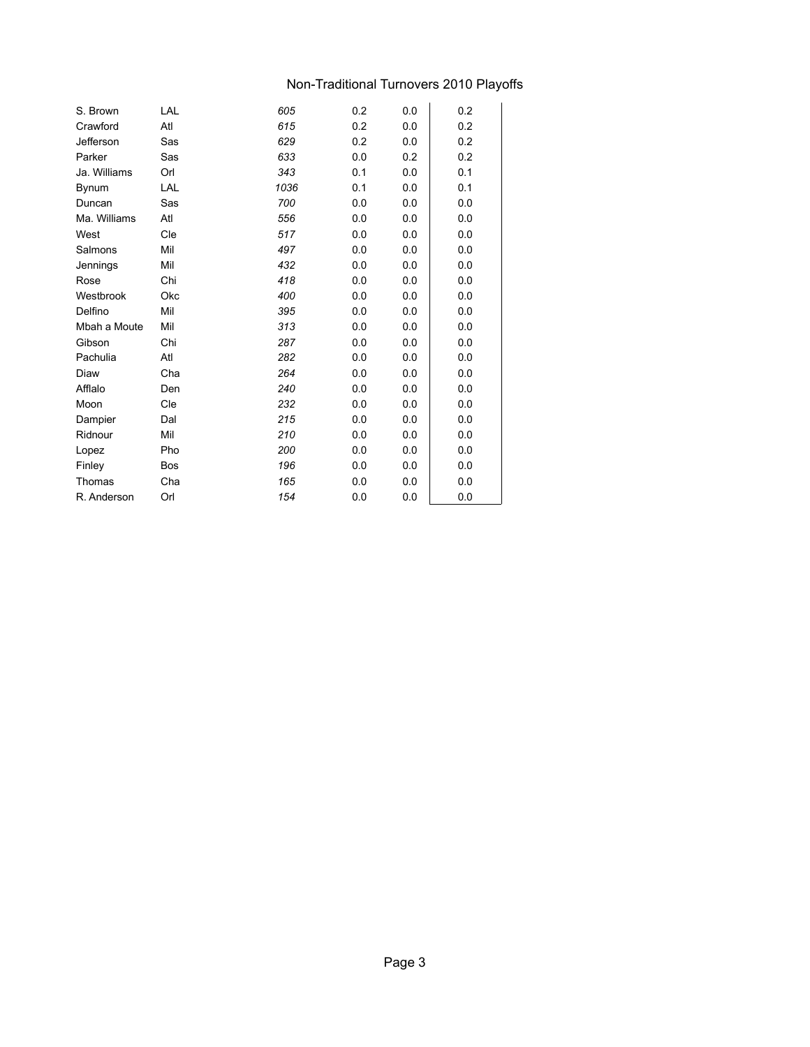Non-Traditional Turnovers 2010 Playoffs

| | | | | | |
|---|---|---|---|---|---|
| S. Brown | LAL | *605* | 0.2 | 0.0 | 0.2 |
| Crawford | Atl | *615* | 0.2 | 0.0 | 0.2 |
| Jefferson | Sas | *629* | 0.2 | 0.0 | 0.2 |
| Parker | Sas | *633* | 0.0 | 0.2 | 0.2 |
| Ja. Williams | Orl | *343* | 0.1 | 0.0 | 0.1 |
| Bynum | LAL | *1036* | 0.1 | 0.0 | 0.1 |
| Duncan | Sas | *700* | 0.0 | 0.0 | 0.0 |
| Ma. Williams | Atl | *556* | 0.0 | 0.0 | 0.0 |
| West | Cle | *517* | 0.0 | 0.0 | 0.0 |
| Salmons | Mil | *497* | 0.0 | 0.0 | 0.0 |
| Jennings | Mil | *432* | 0.0 | 0.0 | 0.0 |
| Rose | Chi | *418* | 0.0 | 0.0 | 0.0 |
| Westbrook | Okc | *400* | 0.0 | 0.0 | 0.0 |
| Delfino | Mil | *395* | 0.0 | 0.0 | 0.0 |
| Mbah a Moute | Mil | *313* | 0.0 | 0.0 | 0.0 |
| Gibson | Chi | *287* | 0.0 | 0.0 | 0.0 |
| Pachulia | Atl | *282* | 0.0 | 0.0 | 0.0 |
| Diaw | Cha | *264* | 0.0 | 0.0 | 0.0 |
| Afflalo | Den | *240* | 0.0 | 0.0 | 0.0 |
| Moon | Cle | *232* | 0.0 | 0.0 | 0.0 |
| Dampier | Dal | *215* | 0.0 | 0.0 | 0.0 |
| Ridnour | Mil | *210* | 0.0 | 0.0 | 0.0 |
| Lopez | Pho | *200* | 0.0 | 0.0 | 0.0 |
| Finley | Bos | *196* | 0.0 | 0.0 | 0.0 |
| Thomas | Cha | *165* | 0.0 | 0.0 | 0.0 |
| R. Anderson | Orl | *154* | 0.0 | 0.0 | 0.0 |